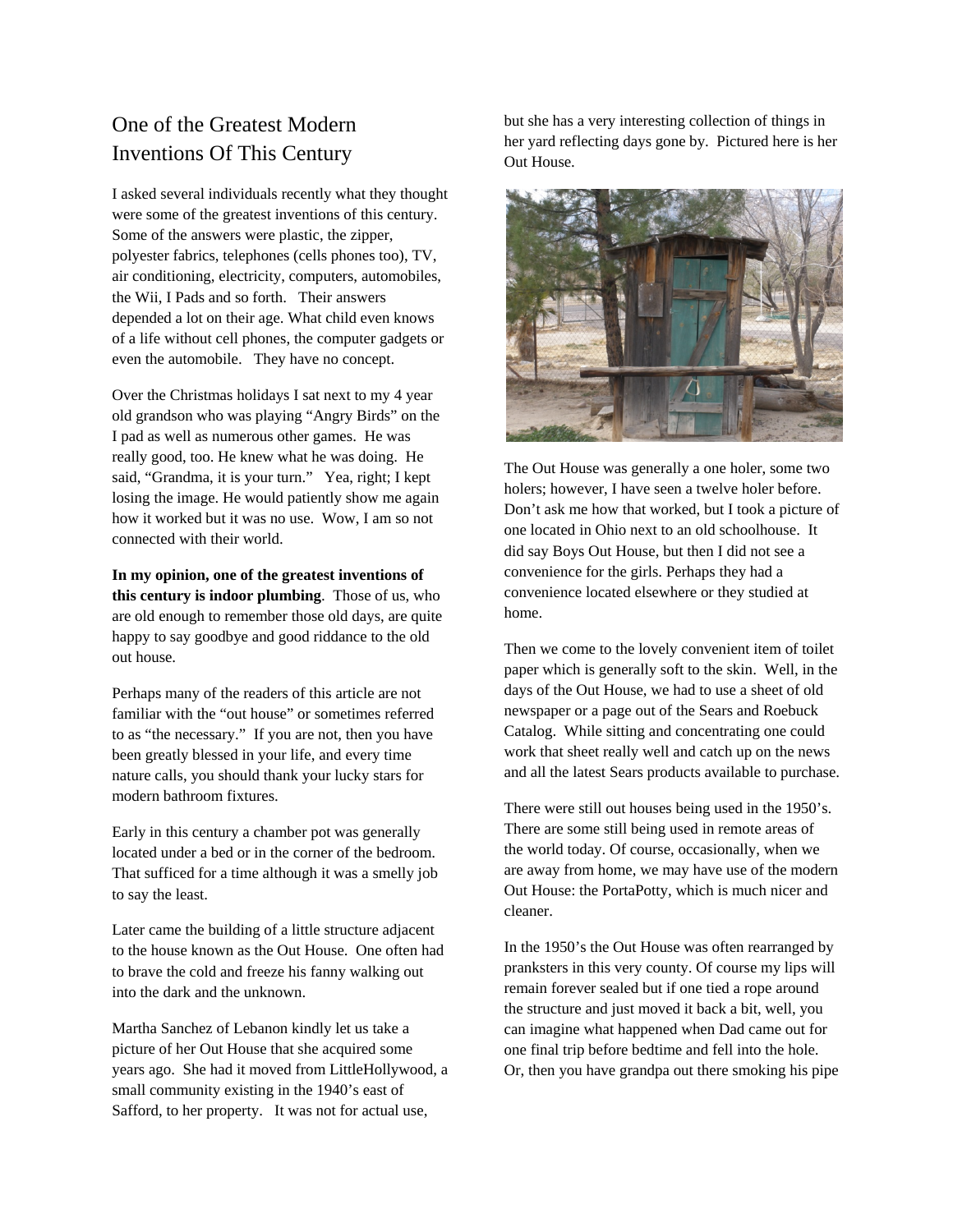# One of the Greatest Modern Inventions Of This Century

I asked several individuals recently what they thought were some of the greatest inventions of this century. Some of the answers were plastic, the zipper, polyester fabrics, telephones (cells phones too), TV, air conditioning, electricity, computers, automobiles, the Wii, I Pads and so forth. Their answers depended a lot on their age. What child even knows of a life without cell phones, the computer gadgets or even the automobile. They have no concept.

Over the Christmas holidays I sat next to my 4 year old grandson who was playing "Angry Birds" on the I pad as well as numerous other games. He was really good, too. He knew what he was doing. He said, "Grandma, it is your turn." Yea, right; I kept losing the image. He would patiently show me again how it worked but it was no use. Wow, I am so not connected with their world.

**In my opinion, one of the greatest inventions of this century is indoor plumbing**. Those of us, who are old enough to remember those old days, are quite happy to say goodbye and good riddance to the old out house.

Perhaps many of the readers of this article are not familiar with the "out house" or sometimes referred to as "the necessary." If you are not, then you have been greatly blessed in your life, and every time nature calls, you should thank your lucky stars for modern bathroom fixtures.

Early in this century a chamber pot was generally located under a bed or in the corner of the bedroom. That sufficed for a time although it was a smelly job to say the least.

Later came the building of a little structure adjacent to the house known as the Out House. One often had to brave the cold and freeze his fanny walking out into the dark and the unknown.

Martha Sanchez of Lebanon kindly let us take a picture of her Out House that she acquired some years ago. She had it moved from LittleHollywood, a small community existing in the 1940's east of Safford, to her property. It was not for actual use, but she has a very interesting collection of things in her yard reflecting days gone by. Pictured here is her Out House.

The Out House was generally a one holer, some two holers; however, I have seen a twelve holer before. Don't ask me how that worked, but I took a picture of one located in Ohio next to an old schoolhouse. It did say Boys Out House, but then I did not see a convenience for the girls. Perhaps they had a convenience located elsewhere or they studied at home.

Then we come to the lovely convenient item of toilet paper which is generally soft to the skin. Well, in the days of the Out House, we had to use a sheet of old newspaper or a page out of the Sears and Roebuck Catalog. While sitting and concentrating one could work that sheet really well and catch up on the news and all the latest Sears products available to purchase.

There were still out houses being used in the 1950's. There are some still being used in remote areas of the world today. Of course, occasionally, when we are away from home, we may have use of the modern Out House: the PortaPotty, which is much nicer and cleaner.

In the 1950's the Out House was often rearranged by pranksters in this very county. Of course my lips will remain forever sealed but if one tied a rope around the structure and just moved it back a bit, well, you can imagine what happened when Dad came out for one final trip before bedtime and fell into the hole. Or, then you have grandpa out there smoking his pipe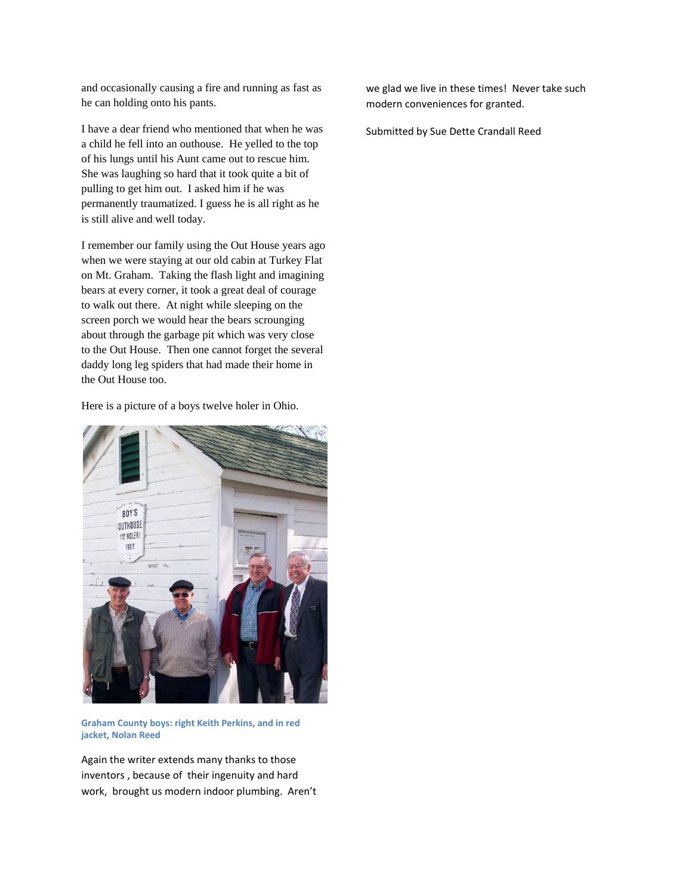and occasionally causing a fire and running as fast as he can holding onto his pants.

I have a dear friend who mentioned that when he was a child he fell into an outhouse. He yelled to the top of his lungs until his Aunt came out to rescue him. She was laughing so hard that it took quite a bit of pulling to get him out. I asked him if he was permanently traumatized. I guess he is all right as he is still alive and well today.

I remember our family using the Out House years ago when we were staying at our old cabin at Turkey Flat on Mt. Graham. Taking the flash light and imagining bears at every corner, it took a great deal of courage to walk out there. At night while sleeping on the screen porch we would hear the bears scrounging about through the garbage pit which was very close to the Out House. Then one cannot forget the several daddy long leg spiders that had made their home in the Out House too.

Here is a picture of a boys twelve holer in Ohio.

**Graham County boys: right Keith Perkins, and in red jacket, Nolan Reed**

Again the writer extends many thanks to those inventors , because of their ingenuity and hard work, brought us modern indoor plumbing. Aren't we glad we live in these times! Never take such modern conveniences for granted.

Submitted by Sue Dette Crandall Reed